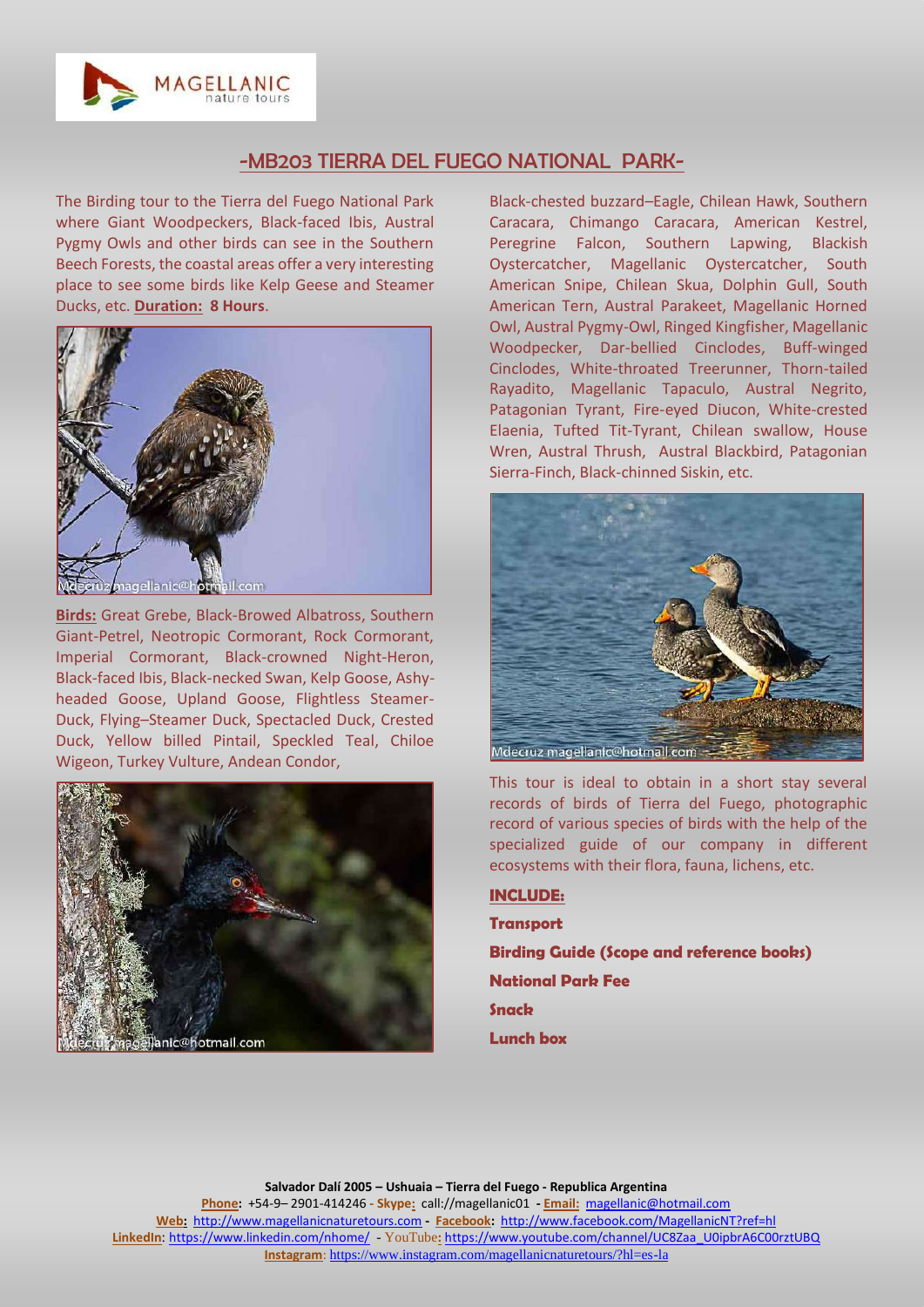# -MB203 TIERRA DEL FUEGO NATIONAL PARK-

The Birding tour to the Tierra del Fuego National Park where Giant Woodpeckers, Black-faced Ibis, Austral Pygmy Owls and other birds can see in the Southern Beech Forests, the coastal areas offer a very interesting place to see some birds like Kelp Geese and Steamer Ducks, etc. **Duration: 8 Hours**.

**Birds:** Great Grebe, Black-Browed Albatross, Southern Giant-Petrel, Neotropic Cormorant, Rock Cormorant, Imperial Cormorant, Black-crowned Night-Heron, Black-faced Ibis, Black-necked Swan, Kelp Goose, Ashy-headed Goose, Upland Goose, Flightless Steamer-Duck, Flying–Steamer Duck, Spectacled Duck, Crested Duck, Yellow billed Pintail, Speckled Teal, Chiloe Wigeon, Turkey Vulture, Andean Condor, Black-chested buzzard–Eagle, Chilean Hawk, Southern Caracara, Chimango Caracara, American Kestrel, Peregrine Falcon, Southern Lapwing, Blackish Oystercatcher, Magellanic Oystercatcher, South American Snipe, Chilean Skua, Dolphin Gull, South American Tern, Austral Parakeet, Magellanic Horned Owl, Austral Pygmy-Owl, Ringed Kingfisher, Magellanic Woodpecker, Dar-bellied Cinclodes, Buff-winged Cinclodes, White-throated Treerunner, Thorn-tailed Rayadito, Magellanic Tapaculo, Austral Negrito, Patagonian Tyrant, Fire-eyed Diucon, White-crested Elaenia, Tufted Tit-Tyrant, Chilean swallow, House Wren, Austral Thrush, Austral Blackbird, Patagonian Sierra-Finch, Black-chinned Siskin, etc.

This tour is ideal to obtain in a short stay several records of birds of Tierra del Fuego, photographic record of various species of birds with the help of the specialized guide of our company in different ecosystems with their flora, fauna, lichens, etc.

**INCLUDE:**

**Transport**

**Birding Guide (Scope and reference books)**

**National Park Fee**

**Snack**

**Lunch box**

**Salvador Dalí 2005 – Ushuaia – Tierra del Fuego - Republica Argentina**

**Phone:** +54-9– 2901-414246 - **Skype:** call://magellanic01 - **Email:** magellanic@hotmail.com

**Web:** http://www.magellanicnaturetours.com - **Facebook:** http://www.facebook.com/MagellanicNT?ref=hl

**LinkedIn**: https://www.linkedin.com/nhome/ - YouTube: https://www.youtube.com/channel/UC8Zaa_U0ipbrA6C00rztUBQ

**Instagram**: https://www.instagram.com/magellanicnaturetours/?hl=es-la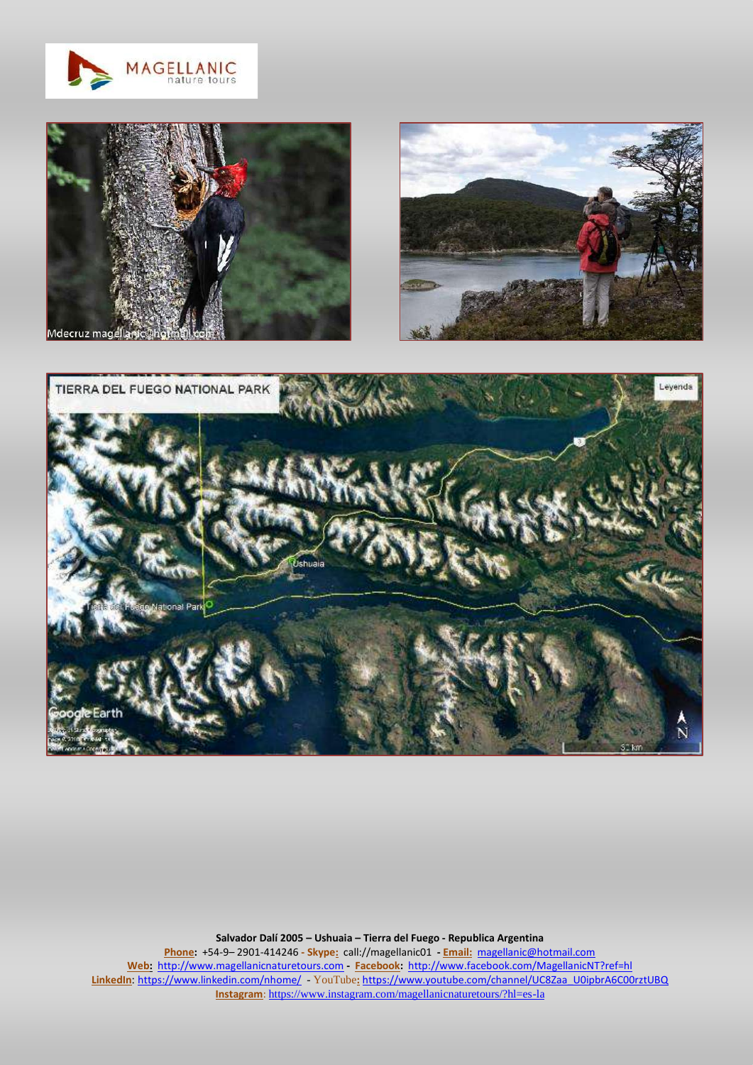**Salvador Dalí 2005 – Ushuaia – Tierra del Fuego - Republica Argentina**

**Phone:** +54-9– 2901-414246 - **Skype:** call://magellanic01 - **Email:** magellanic@hotmail.com

**Web:** http://www.magellanicnaturetours.com - **Facebook:** http://www.facebook.com/MagellanicNT?ref=hl

**LinkedIn:** https://www.linkedin.com/nhome/ - YouTube: https://www.youtube.com/channel/UC8Zaa_U0ipbrA6C00rztUBQ

**Instagram:** https://www.instagram.com/magellanicnaturetours/?hl=es-la